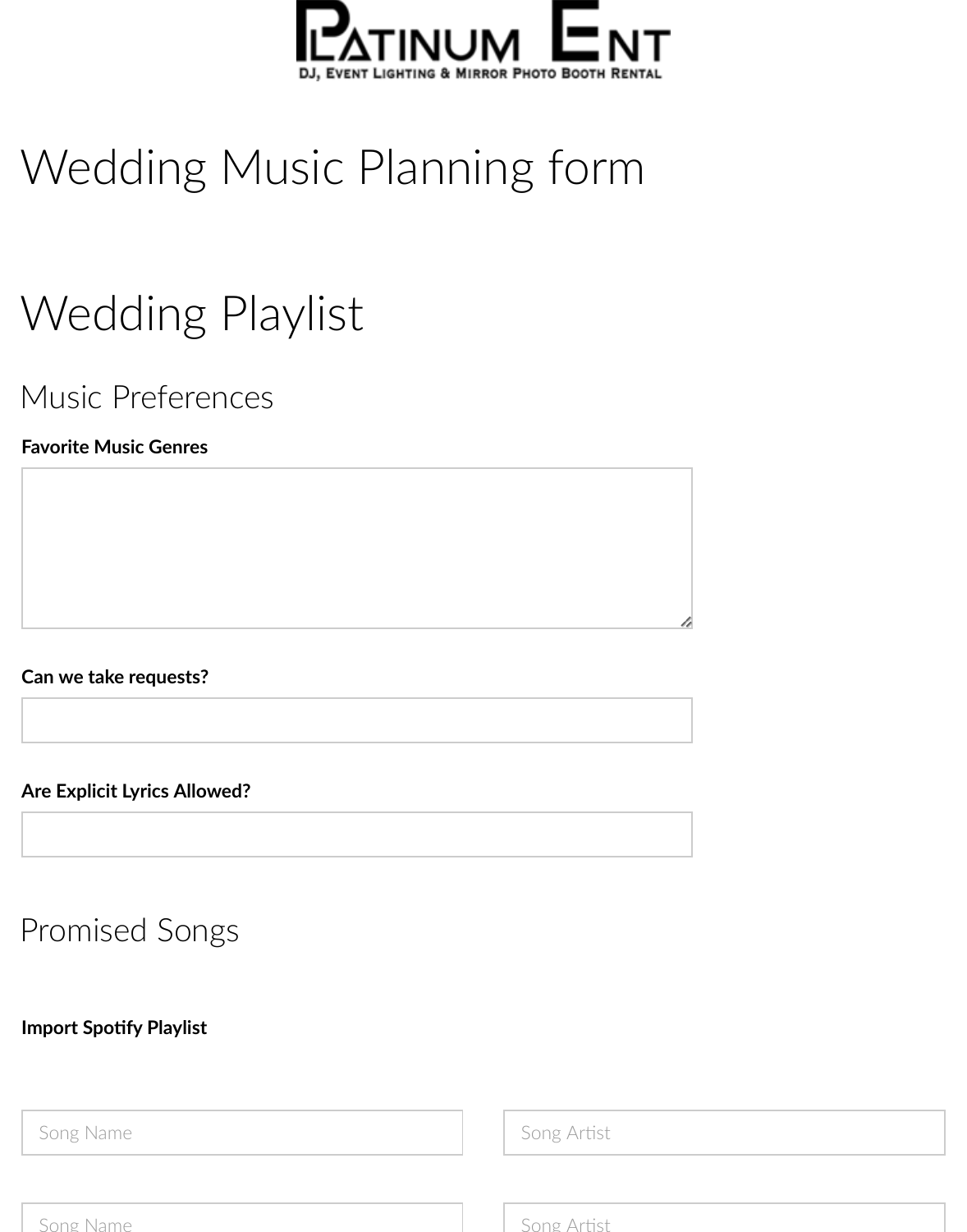PLATINUM ENT

DJ, EVENT LIGHTING & MIRROR PHOTO BOOTH RENTAL

# Wedding Music Planning form

# Wedding Playlist

## Music Preferences

**Favorite Music Genres**

**Can we take requests?**

**Are Explicit Lyrics Allowed?**

## Promised Songs

**Import Spotify Playlist**

| Song Name | Song Artist |
| --- | --- |
| | |
| | |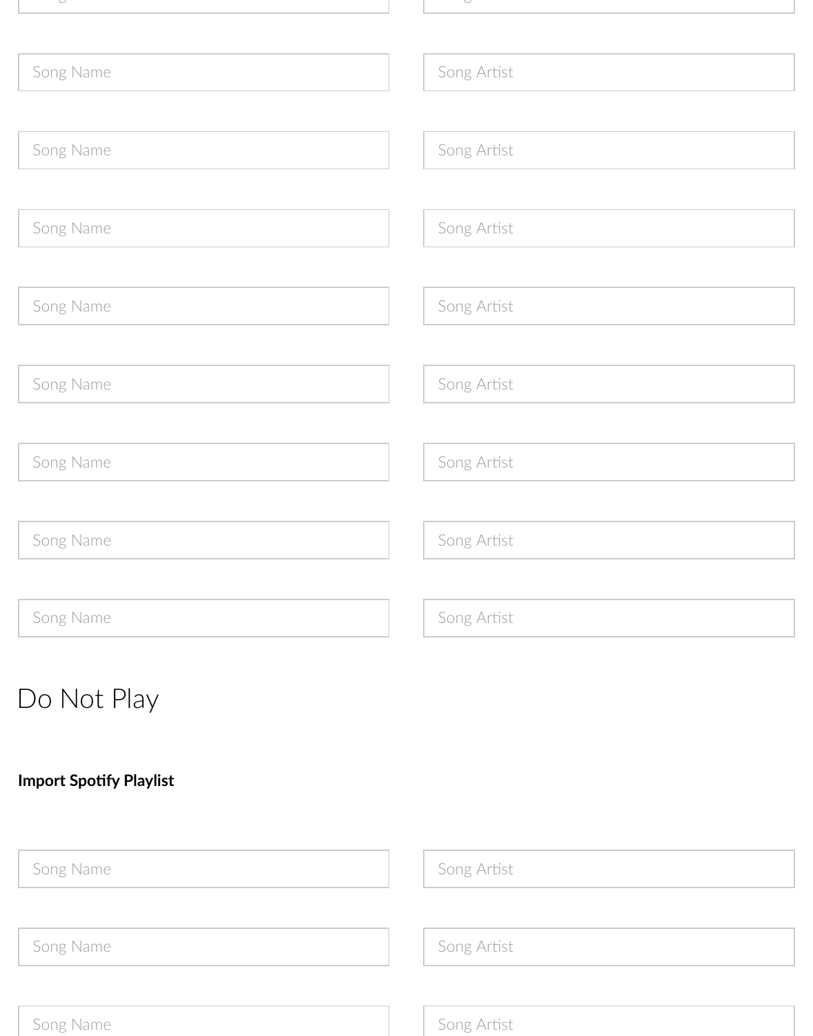| Song Name | Song Artist |
|---|---|
| Song Name | Song Artist |
| Song Name | Song Artist |
| Song Name | Song Artist |
| Song Name | Song Artist |
| Song Name | Song Artist |
| Song Name | Song Artist |
| Song Name | Song Artist |

# Do Not Play

**Import Spotify Playlist**

| Song Name | Song Artist |
|---|---|
| Song Name | Song Artist |
| Song Name | Song Artist |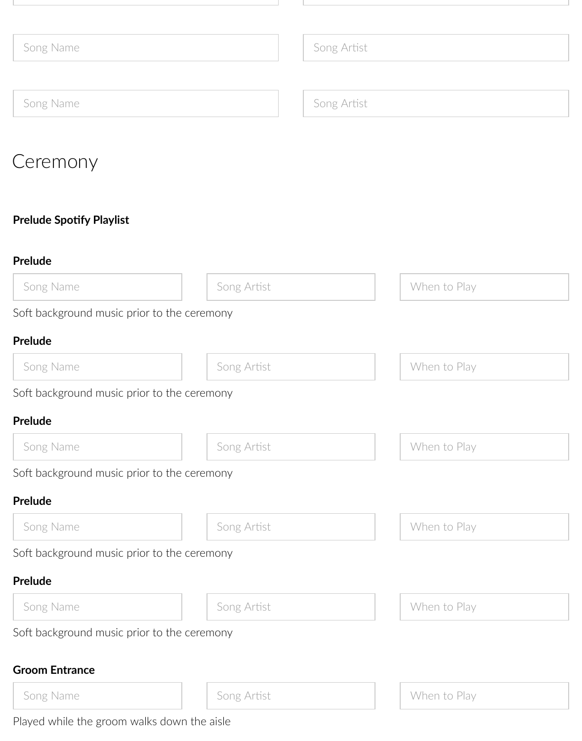Song Name | Song Artist

Song Name | Song Artist

## Ceremony

**Prelude Spotify Playlist**

**Prelude**

| Song Name | Song Artist | When to Play |
|---|---|---|

Soft background music prior to the ceremony

**Prelude**

| Song Name | Song Artist | When to Play |
|---|---|---|

Soft background music prior to the ceremony

**Prelude**

| Song Name | Song Artist | When to Play |
|---|---|---|

Soft background music prior to the ceremony

**Prelude**

| Song Name | Song Artist | When to Play |
|---|---|---|

Soft background music prior to the ceremony

**Prelude**

| Song Name | Song Artist | When to Play |
|---|---|---|

Soft background music prior to the ceremony

**Groom Entrance**

| Song Name | Song Artist | When to Play |
|---|---|---|

Played while the groom walks down the aisle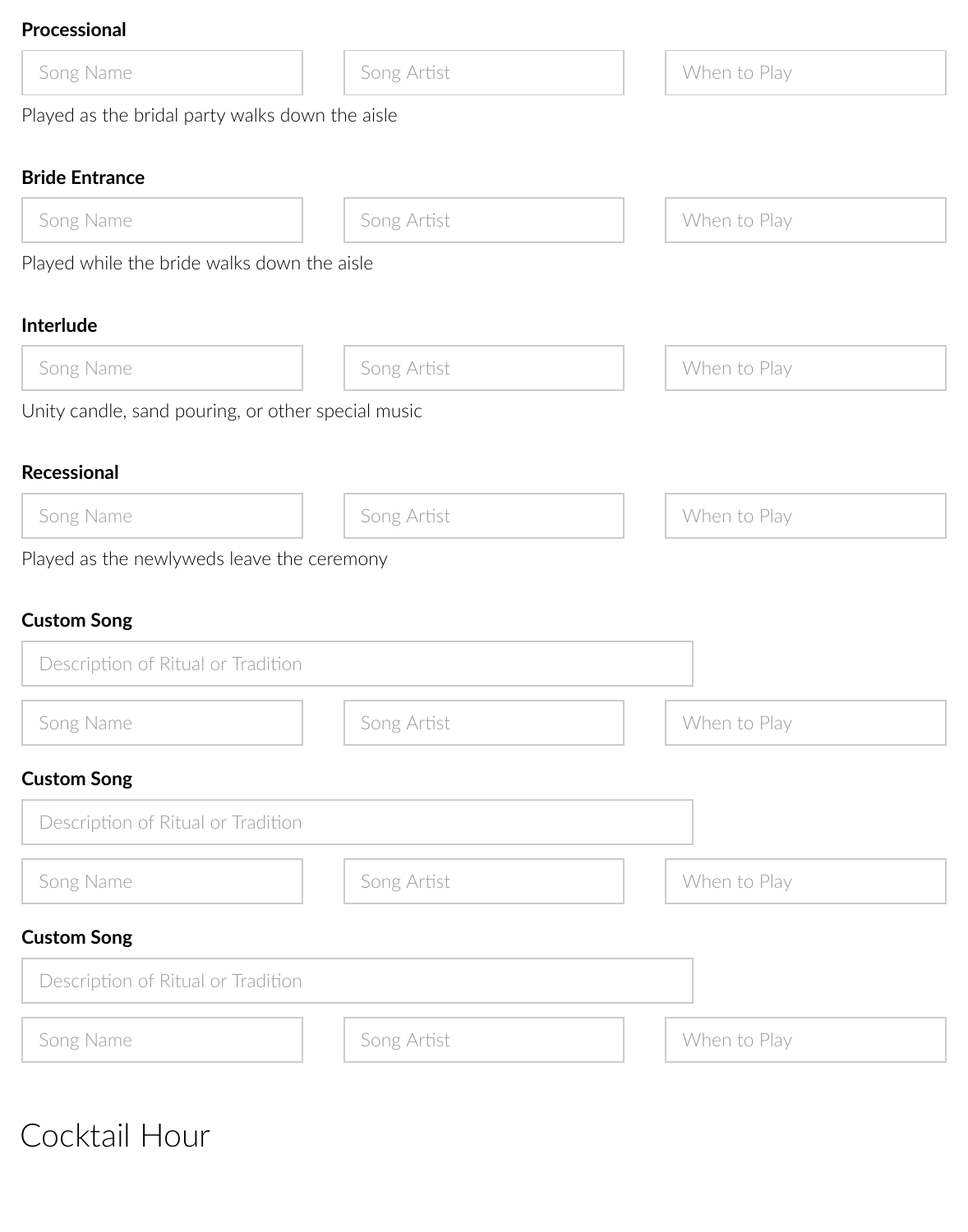**Processional**

| Song Name | Song Artist | When to Play |
| --- | --- | --- |

Played as the bridal party walks down the aisle

**Bride Entrance**

| Song Name | Song Artist | When to Play |
| --- | --- | --- |

Played while the bride walks down the aisle

**Interlude**

| Song Name | Song Artist | When to Play |
| --- | --- | --- |

Unity candle, sand pouring, or other special music

**Recessional**

| Song Name | Song Artist | When to Play |
| --- | --- | --- |

Played as the newlyweds leave the ceremony

**Custom Song**

Description of Ritual or Tradition

| Song Name | Song Artist | When to Play |
| --- | --- | --- |

**Custom Song**

Description of Ritual or Tradition

| Song Name | Song Artist | When to Play |
| --- | --- | --- |

**Custom Song**

Description of Ritual or Tradition

| Song Name | Song Artist | When to Play |
| --- | --- | --- |

# Cocktail Hour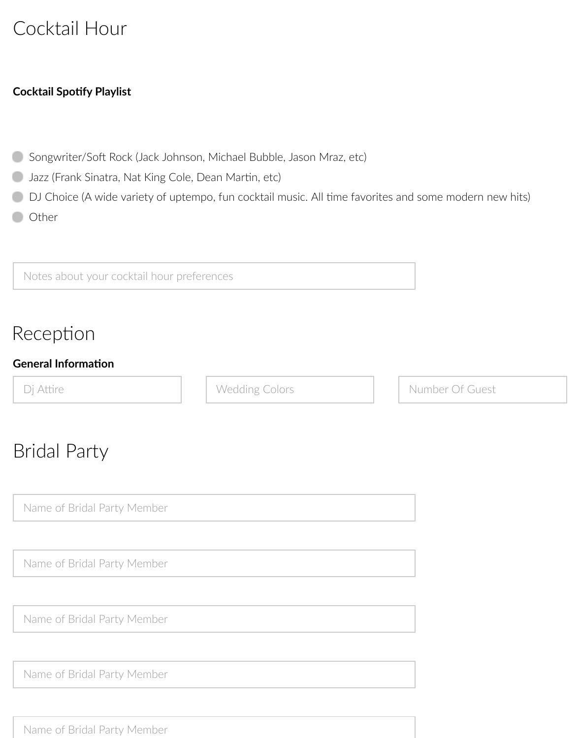# Cocktail Hour

**Cocktail Spotify Playlist**

- ○ Songwriter/Soft Rock (Jack Johnson, Michael Bubble, Jason Mraz, etc)
- ○ Jazz (Frank Sinatra, Nat King Cole, Dean Martin, etc)
- ○ DJ Choice (A wide variety of uptempo, fun cocktail music. All time favorites and some modern new hits)
- ○ Other

Notes about your cocktail hour preferences

# Reception

**General Information**

Dj Attire

Wedding Colors

Number Of Guest

# Bridal Party

Name of Bridal Party Member

Name of Bridal Party Member

Name of Bridal Party Member

Name of Bridal Party Member

Name of Bridal Party Member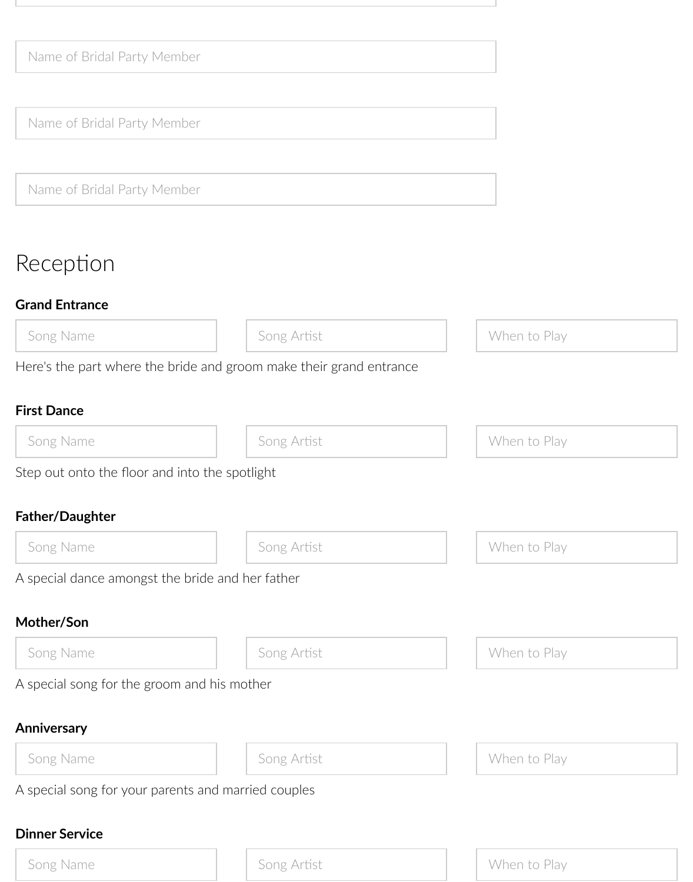Name of Bridal Party Member

Name of Bridal Party Member

Name of Bridal Party Member

# Reception

**Grand Entrance**

| Song Name | Song Artist | When to Play |
| --- | --- | --- |

Here's the part where the bride and groom make their grand entrance

**First Dance**

| Song Name | Song Artist | When to Play |
| --- | --- | --- |

Step out onto the floor and into the spotlight

**Father/Daughter**

| Song Name | Song Artist | When to Play |
| --- | --- | --- |

A special dance amongst the bride and her father

**Mother/Son**

| Song Name | Song Artist | When to Play |
| --- | --- | --- |

A special song for the groom and his mother

**Anniversary**

| Song Name | Song Artist | When to Play |
| --- | --- | --- |

A special song for your parents and married couples

**Dinner Service**

| Song Name | Song Artist | When to Play |
| --- | --- | --- |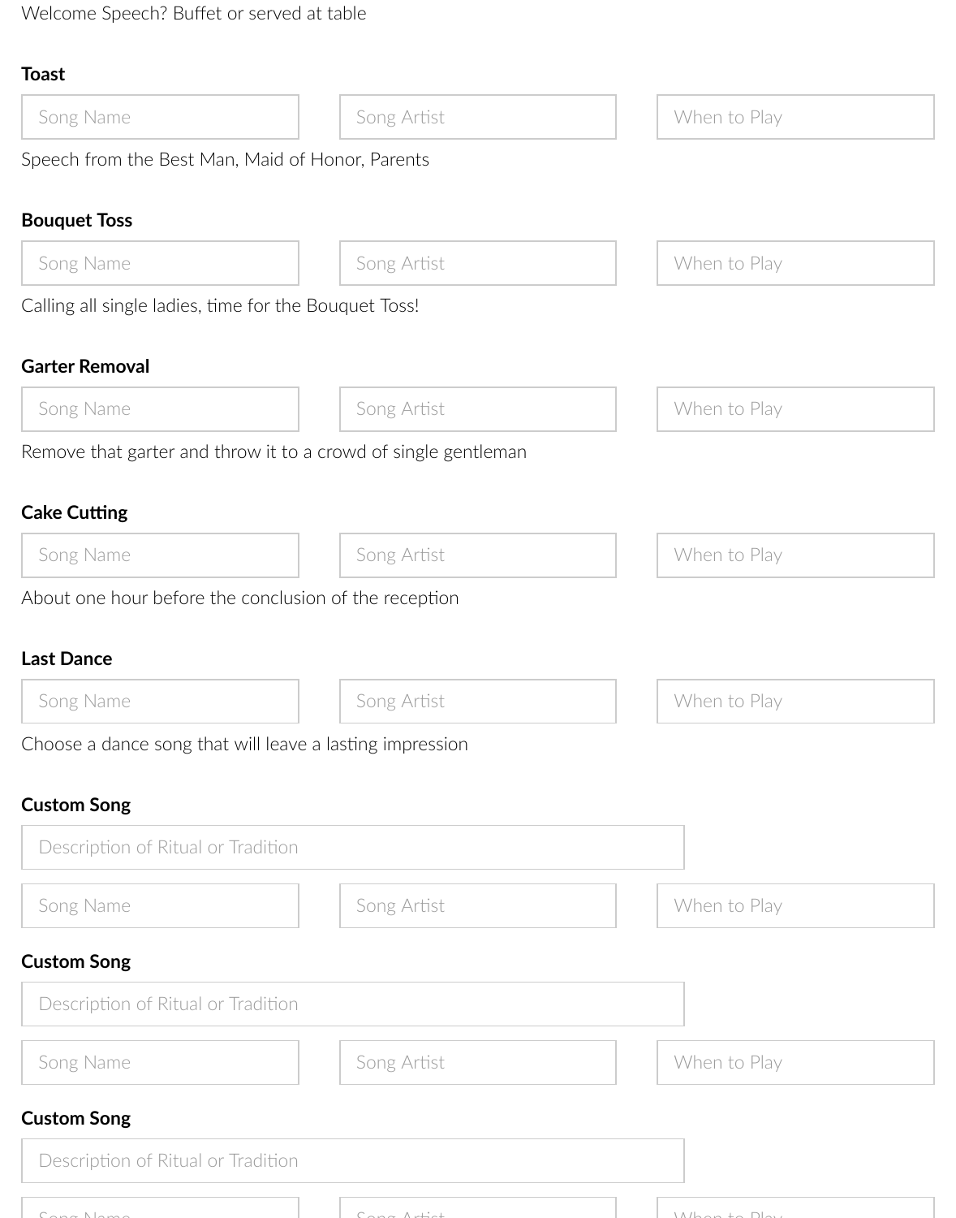Welcome Speech? Buffet or served at table

**Toast**

| Song Name | Song Artist | When to Play |
|---|---|---|

Speech from the Best Man, Maid of Honor, Parents

**Bouquet Toss**

| Song Name | Song Artist | When to Play |
|---|---|---|

Calling all single ladies, time for the Bouquet Toss!

**Garter Removal**

| Song Name | Song Artist | When to Play |
|---|---|---|

Remove that garter and throw it to a crowd of single gentleman

**Cake Cutting**

| Song Name | Song Artist | When to Play |
|---|---|---|

About one hour before the conclusion of the reception

**Last Dance**

| Song Name | Song Artist | When to Play |
|---|---|---|

Choose a dance song that will leave a lasting impression

**Custom Song**

Description of Ritual or Tradition

| Song Name | Song Artist | When to Play |
|---|---|---|

**Custom Song**

Description of Ritual or Tradition

| Song Name | Song Artist | When to Play |
|---|---|---|

**Custom Song**

Description of Ritual or Tradition

| Song Name | Song Artist | When to Play |
|---|---|---|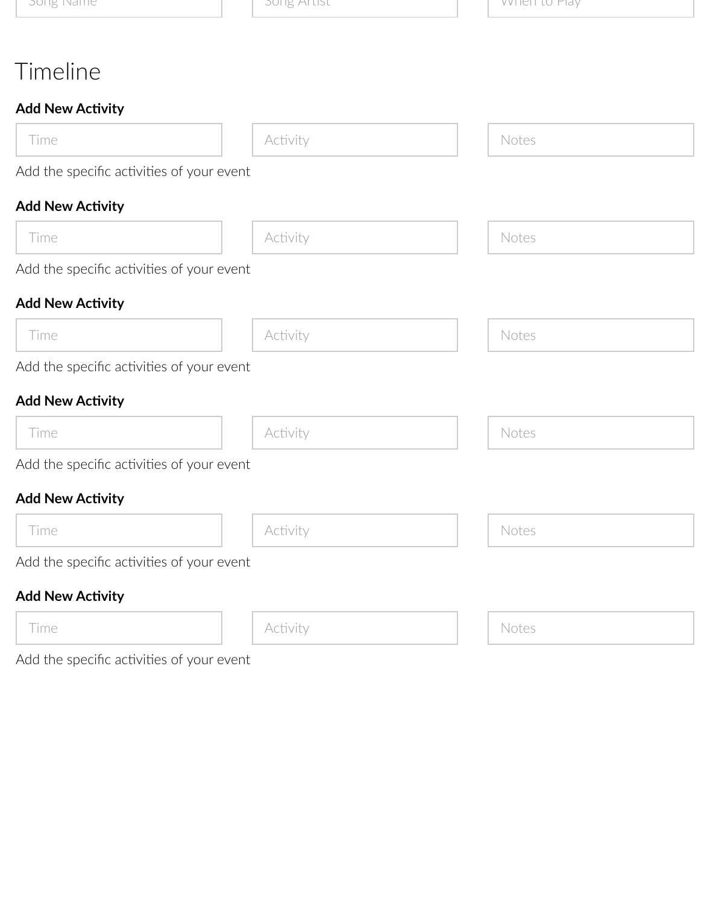Song Name | Song Artist | When to Play

## Timeline

**Add New Activity**

Time | Activity | Notes

Add the specific activities of your event

**Add New Activity**

Time | Activity | Notes

Add the specific activities of your event

**Add New Activity**

Time | Activity | Notes

Add the specific activities of your event

**Add New Activity**

Time | Activity | Notes

Add the specific activities of your event

**Add New Activity**

Time | Activity | Notes

Add the specific activities of your event

**Add New Activity**

Time | Activity | Notes

Add the specific activities of your event